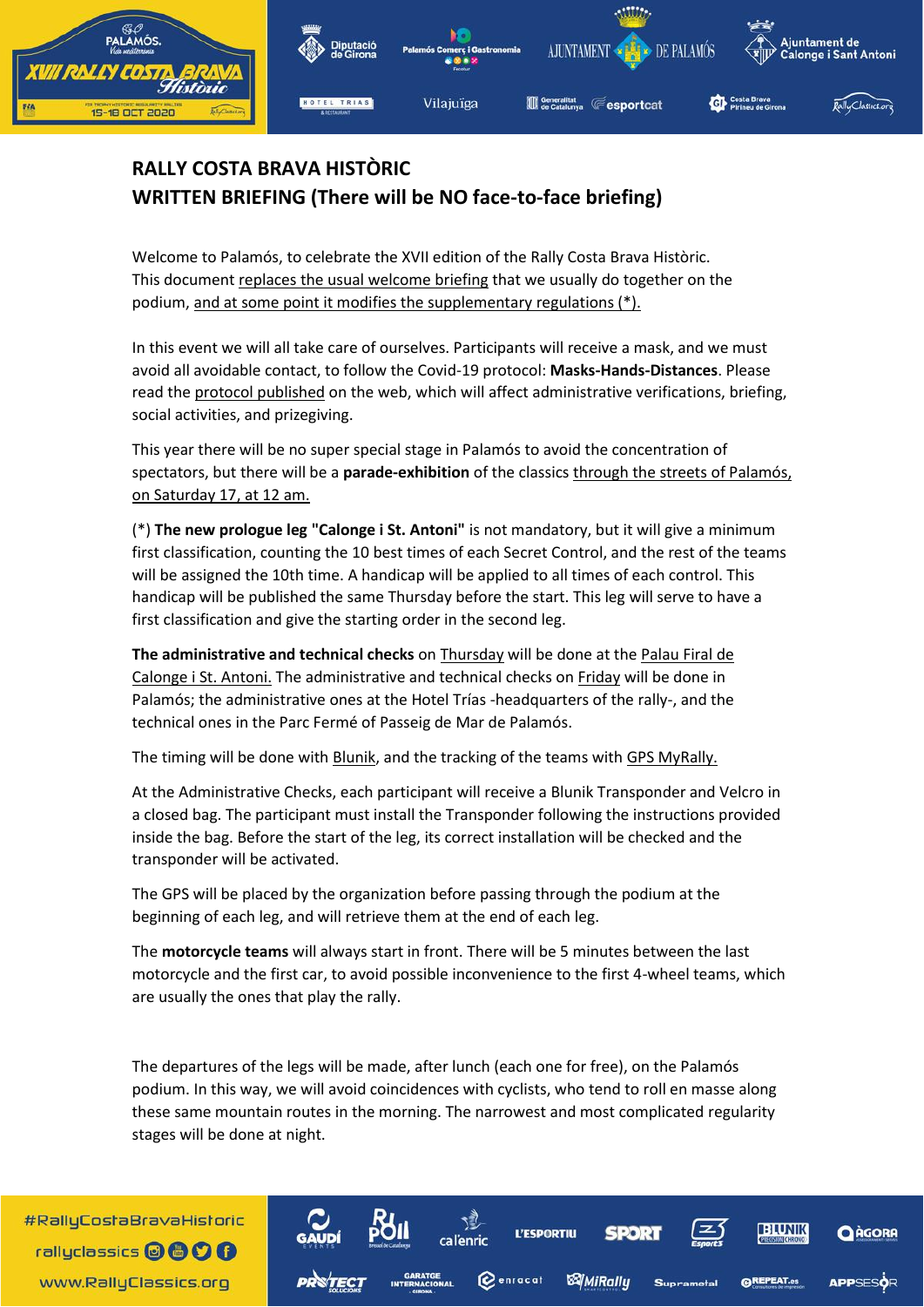# RALLY COSTA BRAVA HISTÒRIC
## WRITTEN BRIEFING (There will be NO face-to-face briefing)

Welcome to Palamós, to celebrate the XVII edition of the Rally Costa Brava Històric. This document replaces the usual welcome briefing that we usually do together on the podium, and at some point it modifies the supplementary regulations (*).

In this event we will all take care of ourselves. Participants will receive a mask, and we must avoid all avoidable contact, to follow the Covid-19 protocol: **Masks-Hands-Distances**. Please read the protocol published on the web, which will affect administrative verifications, briefing, social activities, and prizegiving.

This year there will be no super special stage in Palamós to avoid the concentration of spectators, but there will be a **parade-exhibition** of the classics through the streets of Palamós, on Saturday 17, at 12 am.

(*) **The new prologue leg "Calonge i St. Antoni"** is not mandatory, but it will give a minimum first classification, counting the 10 best times of each Secret Control, and the rest of the teams will be assigned the 10th time. A handicap will be applied to all times of each control. This handicap will be published the same Thursday before the start. This leg will serve to have a first classification and give the starting order in the second leg.

**The administrative and technical checks** on Thursday will be done at the Palau Firal de Calonge i St. Antoni. The administrative and technical checks on Friday will be done in Palamós; the administrative ones at the Hotel Trías -headquarters of the rally-, and the technical ones in the Parc Fermé of Passeig de Mar de Palamós.

The timing will be done with Blunik, and the tracking of the teams with GPS MyRally.

At the Administrative Checks, each participant will receive a Blunik Transponder and Velcro in a closed bag. The participant must install the Transponder following the instructions provided inside the bag. Before the start of the leg, its correct installation will be checked and the transponder will be activated.

The GPS will be placed by the organization before passing through the podium at the beginning of each leg, and will retrieve them at the end of each leg.

The **motorcycle teams** will always start in front. There will be 5 minutes between the last motorcycle and the first car, to avoid possible inconvenience to the first 4-wheel teams, which are usually the ones that play the rally.

The departures of the legs will be made, after lunch (each one for free), on the Palamós podium. In this way, we will avoid coincidences with cyclists, who tend to roll en masse along these same mountain routes in the morning. The narrowest and most complicated regularity stages will be done at night.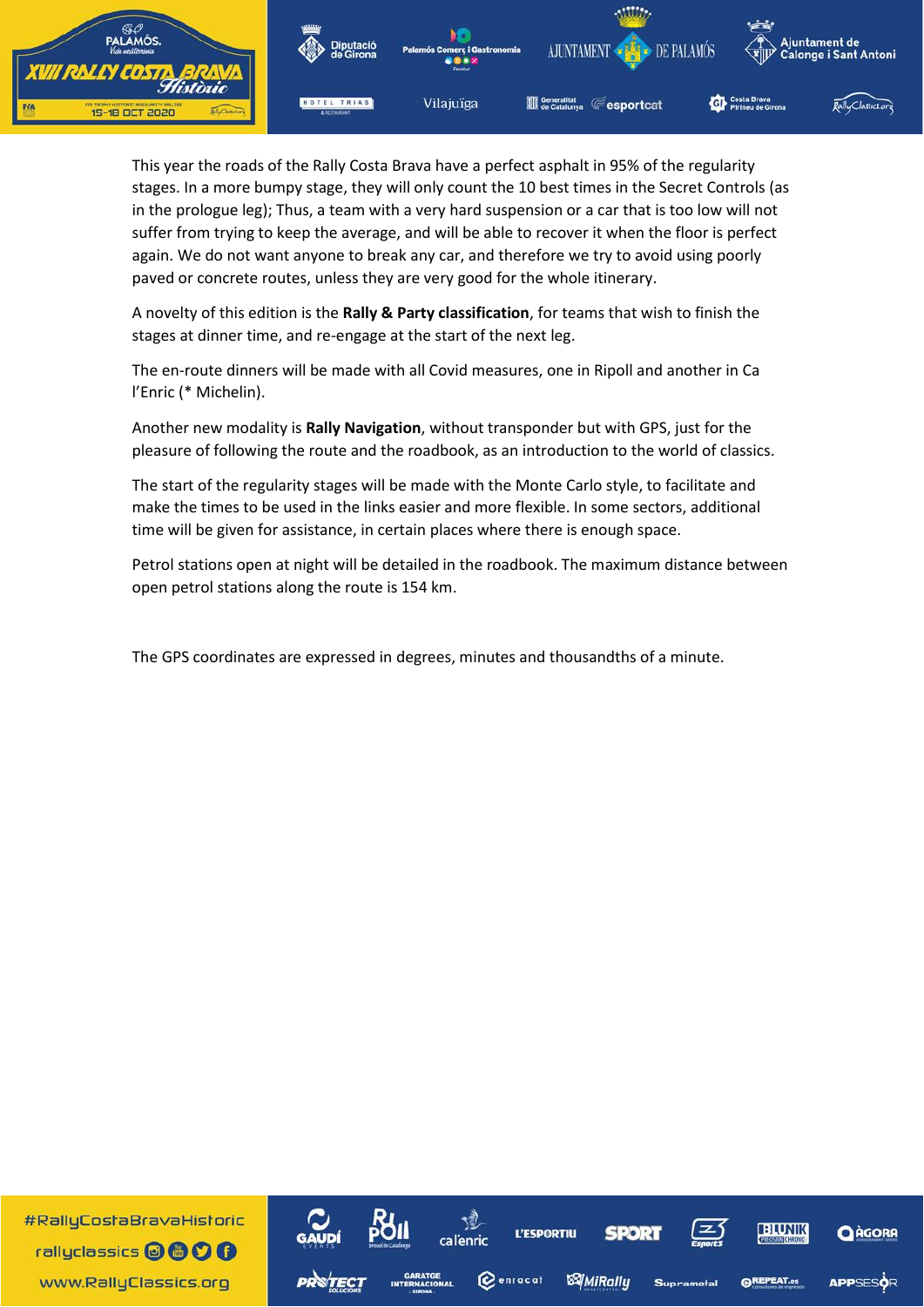This year the roads of the Rally Costa Brava have a perfect asphalt in 95% of the regularity stages. In a more bumpy stage, they will only count the 10 best times in the Secret Controls (as in the prologue leg); Thus, a team with a very hard suspension or a car that is too low will not suffer from trying to keep the average, and will be able to recover it when the floor is perfect again. We do not want anyone to break any car, and therefore we try to avoid using poorly paved or concrete routes, unless they are very good for the whole itinerary.

A novelty of this edition is the **Rally & Party classification**, for teams that wish to finish the stages at dinner time, and re-engage at the start of the next leg.

The en-route dinners will be made with all Covid measures, one in Ripoll and another in Ca l'Enric (* Michelin).

Another new modality is **Rally Navigation**, without transponder but with GPS, just for the pleasure of following the route and the roadbook, as an introduction to the world of classics.

The start of the regularity stages will be made with the Monte Carlo style, to facilitate and make the times to be used in the links easier and more flexible. In some sectors, additional time will be given for assistance, in certain places where there is enough space.

Petrol stations open at night will be detailed in the roadbook. The maximum distance between open petrol stations along the route is 154 km.

The GPS coordinates are expressed in degrees, minutes and thousandths of a minute.